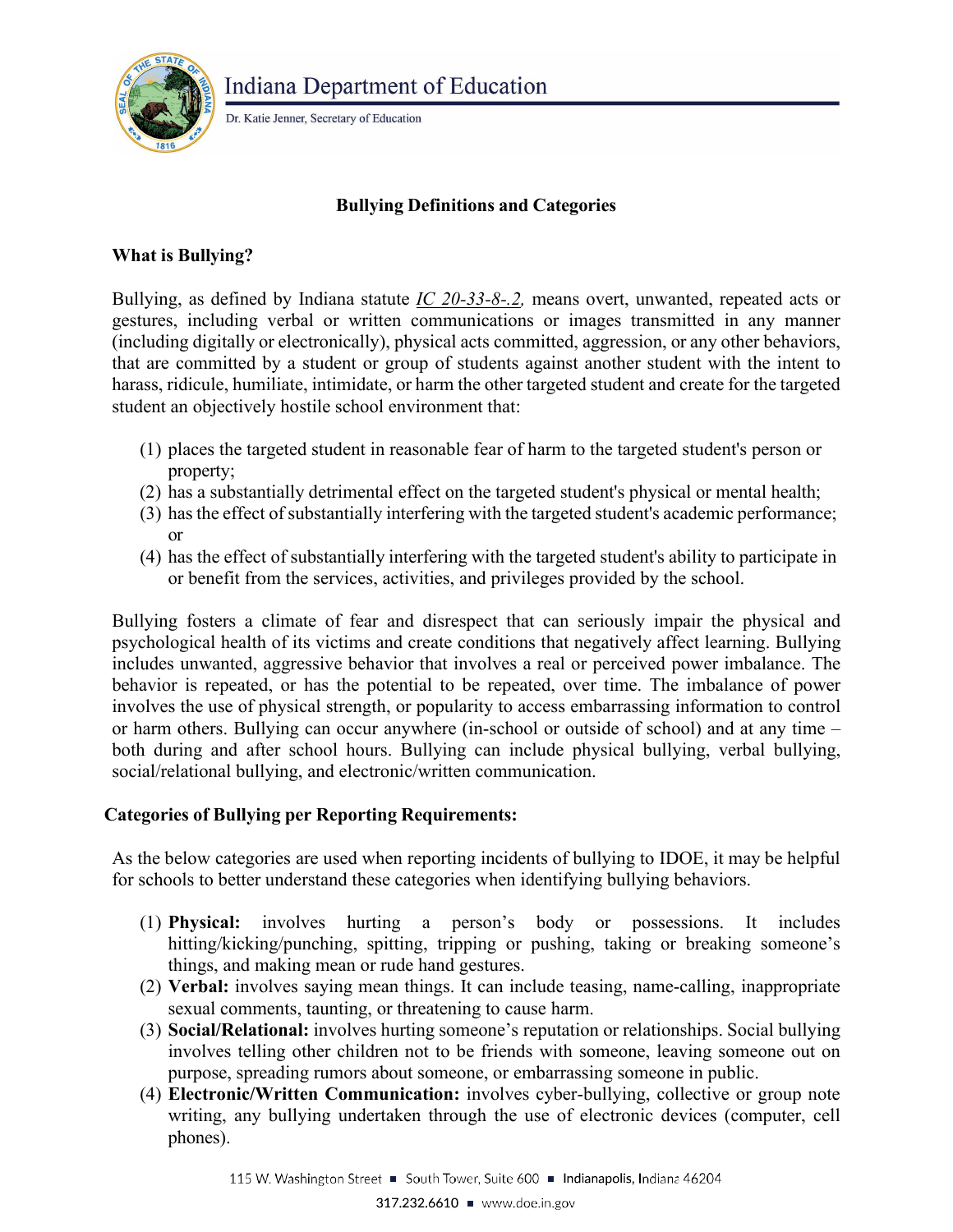# Indiana Department of Education

Dr. Katie Jenner, Secretary of Education

## Bullying Definitions and Categories

### What is Bullying?

Bullying, as defined by Indiana statute *IC 20-33-8-.2*, means overt, unwanted, repeated acts or gestures, including verbal or written communications or images transmitted in any manner (including digitally or electronically), physical acts committed, aggression, or any other behaviors, that are committed by a student or group of students against another student with the intent to harass, ridicule, humiliate, intimidate, or harm the other targeted student and create for the targeted student an objectively hostile school environment that:

1. places the targeted student in reasonable fear of harm to the targeted student's person or property;
2. has a substantially detrimental effect on the targeted student's physical or mental health;
3. has the effect of substantially interfering with the targeted student's academic performance; or
4. has the effect of substantially interfering with the targeted student's ability to participate in or benefit from the services, activities, and privileges provided by the school.

Bullying fosters a climate of fear and disrespect that can seriously impair the physical and psychological health of its victims and create conditions that negatively affect learning. Bullying includes unwanted, aggressive behavior that involves a real or perceived power imbalance. The behavior is repeated, or has the potential to be repeated, over time. The imbalance of power involves the use of physical strength, or popularity to access embarrassing information to control or harm others. Bullying can occur anywhere (in-school or outside of school) and at any time – both during and after school hours. Bullying can include physical bullying, verbal bullying, social/relational bullying, and electronic/written communication.

### Categories of Bullying per Reporting Requirements:

As the below categories are used when reporting incidents of bullying to IDOE, it may be helpful for schools to better understand these categories when identifying bullying behaviors.

1. **Physical:** involves hurting a person's body or possessions. It includes hitting/kicking/punching, spitting, tripping or pushing, taking or breaking someone's things, and making mean or rude hand gestures.
2. **Verbal:** involves saying mean things. It can include teasing, name-calling, inappropriate sexual comments, taunting, or threatening to cause harm.
3. **Social/Relational:** involves hurting someone's reputation or relationships. Social bullying involves telling other children not to be friends with someone, leaving someone out on purpose, spreading rumors about someone, or embarrassing someone in public.
4. **Electronic/Written Communication:** involves cyber-bullying, collective or group note writing, any bullying undertaken through the use of electronic devices (computer, cell phones).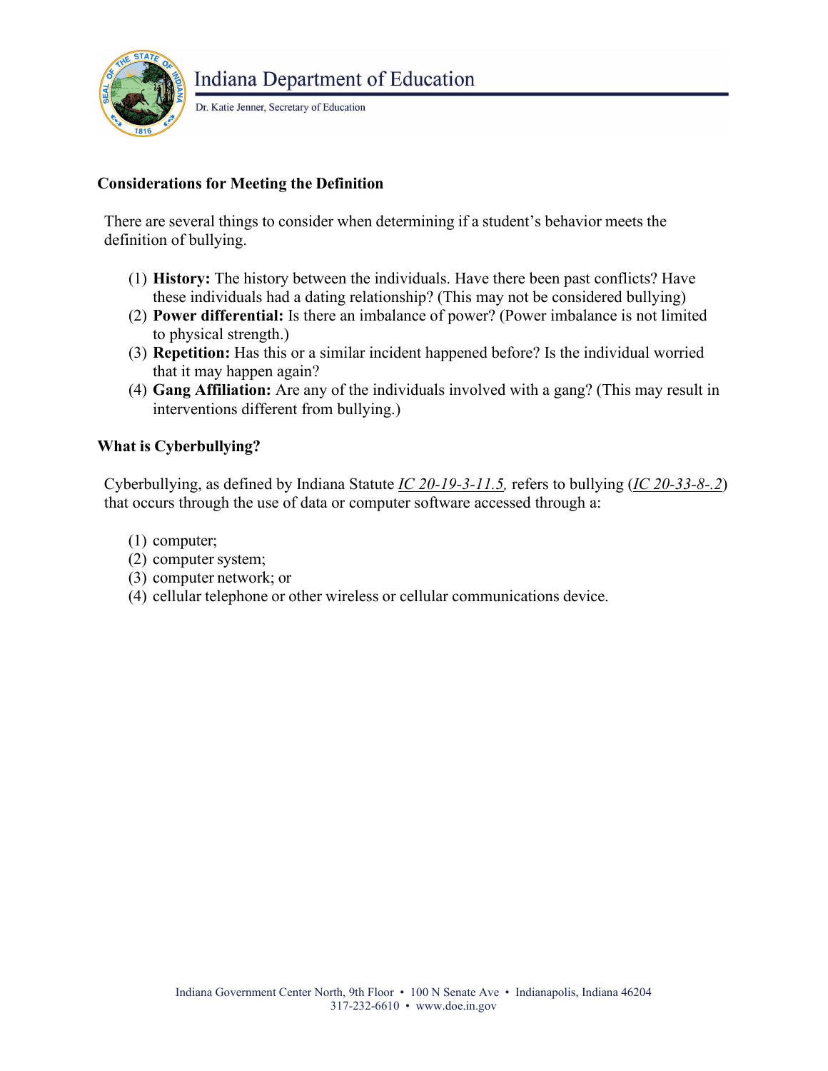### Considerations for Meeting the Definition

There are several things to consider when determining if a student's behavior meets the definition of bullying.

(1) **History:** The history between the individuals. Have there been past conflicts? Have these individuals had a dating relationship? (This may not be considered bullying)
(2) **Power differential:** Is there an imbalance of power? (Power imbalance is not limited to physical strength.)
(3) **Repetition:** Has this or a similar incident happened before? Is the individual worried that it may happen again?
(4) **Gang Affiliation:** Are any of the individuals involved with a gang? (This may result in interventions different from bullying.)

### What is Cyberbullying?

Cyberbullying, as defined by Indiana Statute *IC 20-19-3-11.5,* refers to bullying (*IC 20-33-8-.2*) that occurs through the use of data or computer software accessed through a:

(1) computer;
(2) computer system;
(3) computer network; or
(4) cellular telephone or other wireless or cellular communications device.